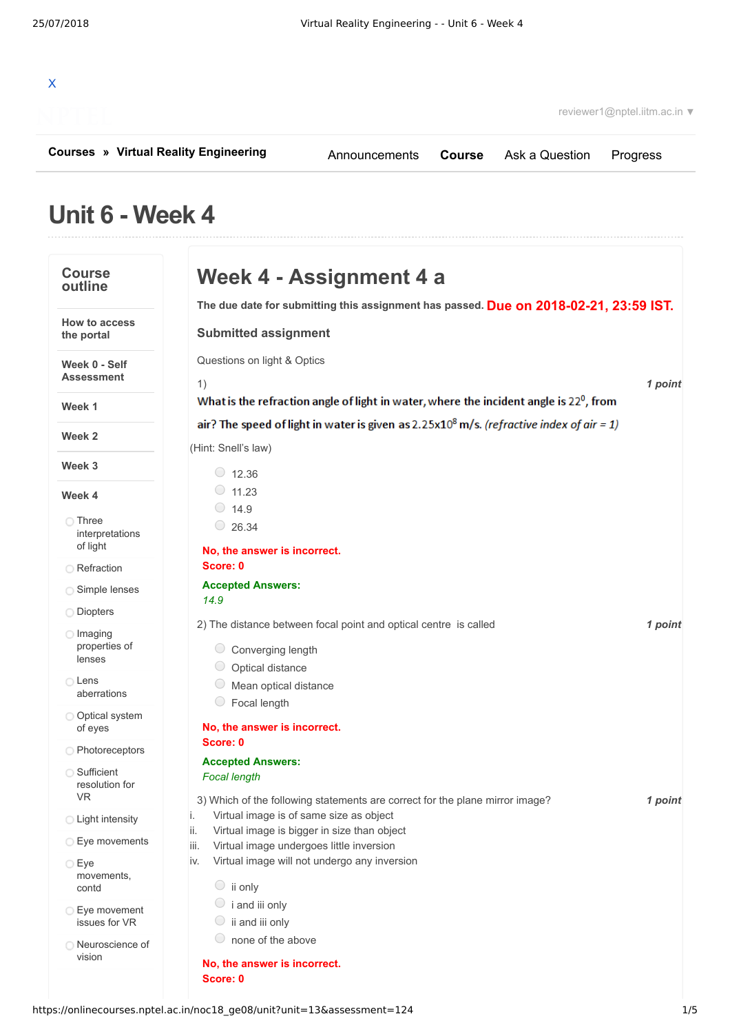X

reviewer1@nptel.iitm.ac.in ▼

**Courses** » **Virtual Reality Engineering**

Announcements | **Course** | Ask a Question | Progress

# Unit 6 - Week 4

## Course outline

- How to access the portal
- Week 0 - Self Assessment
- Week 1
- Week 2
- Week 3
- Week 4
  - Three interpretations of light
  - Refraction
  - Simple lenses
  - Diopters
  - Imaging properties of lenses
  - Lens aberrations
  - Optical system of eyes
  - Photoreceptors
  - Sufficient resolution for VR
  - Light intensity
  - Eye movements
  - Eye movements, contd
  - Eye movement issues for VR
  - Neuroscience of vision

## Week 4 - Assignment 4 a

**The due date for submitting this assignment has passed.** **Due on 2018-02-21, 23:59 IST.**

### Submitted assignment

Questions on light & Optics

1) *1 point*

**What is the refraction angle of light in water, where the incident angle is $22^0$, from air? The speed of light in water is given as $2.25 \times 10^8$ m/s.** *(refractive index of air = 1)*

(Hint: Snell's law)

- 12.36
- 11.23
- 14.9
- 26.34

**No, the answer is incorrect.**
**Score: 0**

**Accepted Answers:**
*14.9*

2) The distance between focal point and optical centre is called *1 point*

- Converging length
- Optical distance
- Mean optical distance
- Focal length

**No, the answer is incorrect.**
**Score: 0**

**Accepted Answers:**
*Focal length*

3) Which of the following statements are correct for the plane mirror image? *1 point*

i. Virtual image is of same size as object
ii. Virtual image is bigger in size than object
iii. Virtual image undergoes little inversion
iv. Virtual image will not undergo any inversion

- ii only
- i and iii only
- ii and iii only
- none of the above

**No, the answer is incorrect.**
**Score: 0**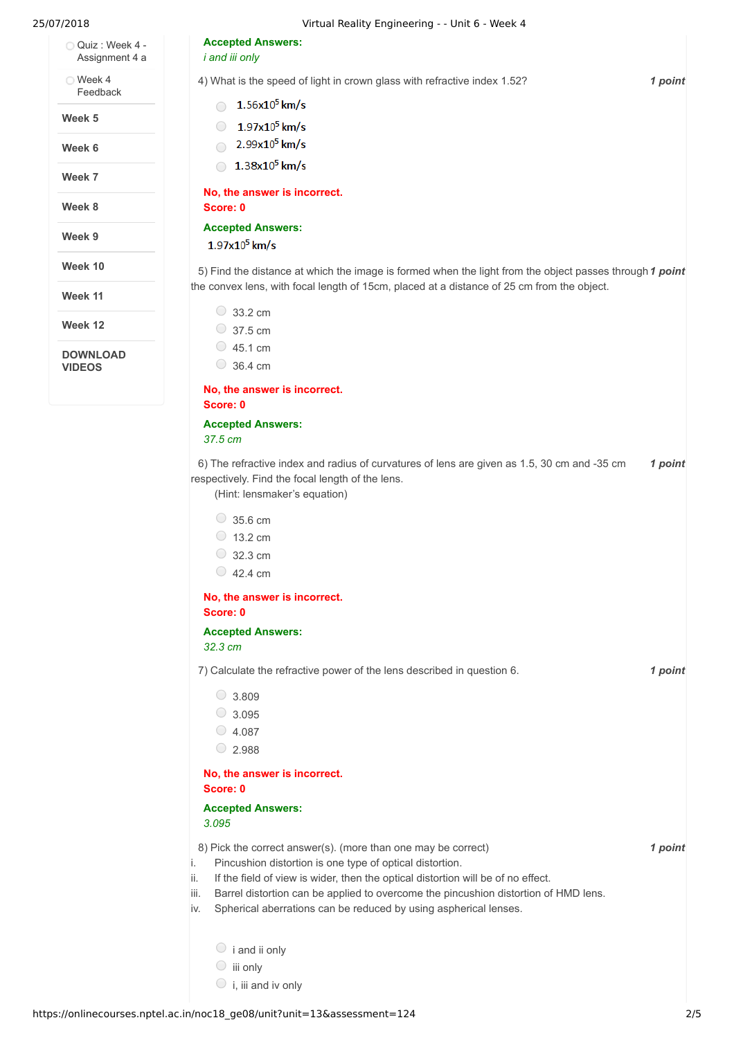Quiz : Week 4 - Assignment 4 a

Week 4 Feedback

Week 5

Week 6

Week 7

Week 8

Week 9

Week 10

Week 11

Week 12

DOWNLOAD VIDEOS

**Accepted Answers:**
*i and iii only*

4) What is the speed of light in crown glass with refractive index 1.52? **1 point**

- $1.56 \times 10^5$ km/s
- $1.97 \times 10^5$ km/s
- $2.99 \times 10^5$ km/s
- $1.38 \times 10^5$ km/s

**No, the answer is incorrect.**
**Score: 0**

**Accepted Answers:**
$1.97 \times 10^5$ km/s

5) Find the distance at which the image is formed when the light from the object passes through the convex lens, with focal length of 15cm, placed at a distance of 25 cm from the object. **1 point**

- 33.2 cm
- 37.5 cm
- 45.1 cm
- 36.4 cm

**No, the answer is incorrect.**
**Score: 0**

**Accepted Answers:**
*37.5 cm*

6) The refractive index and radius of curvatures of lens are given as 1.5, 30 cm and -35 cm respectively. Find the focal length of the lens. **1 point**
(Hint: lensmaker's equation)

- 35.6 cm
- 13.2 cm
- 32.3 cm
- 42.4 cm

**No, the answer is incorrect.**
**Score: 0**

**Accepted Answers:**
*32.3 cm*

7) Calculate the refractive power of the lens described in question 6. **1 point**

- 3.809
- 3.095
- 4.087
- 2.988

**No, the answer is incorrect.**
**Score: 0**

**Accepted Answers:**
*3.095*

8) Pick the correct answer(s). (more than one may be correct) **1 point**

i. Pincushion distortion is one type of optical distortion.
ii. If the field of view is wider, then the optical distortion will be of no effect.
iii. Barrel distortion can be applied to overcome the pincushion distortion of HMD lens.
iv. Spherical aberrations can be reduced by using aspherical lenses.

- i and ii only
- iii only
- i, iii and iv only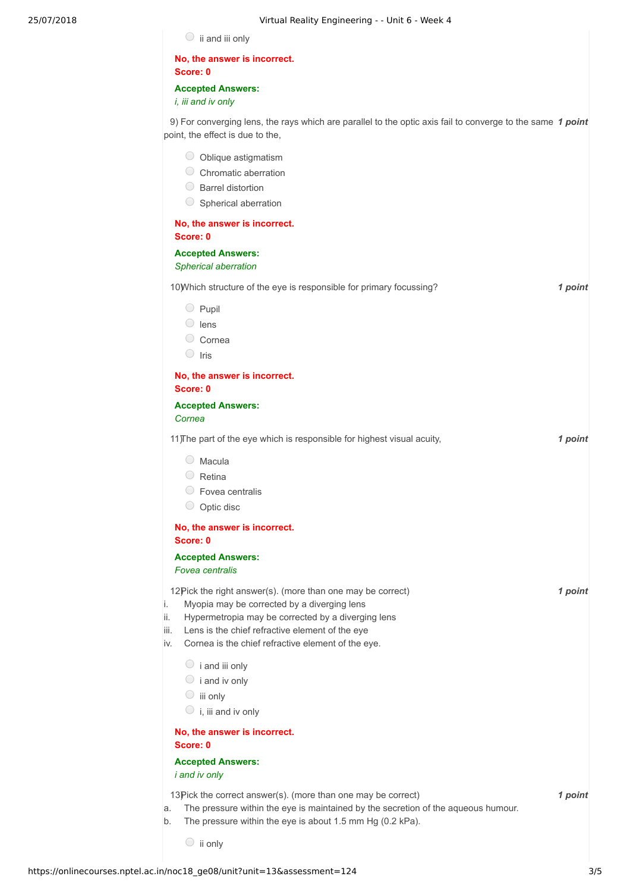- ii and iii only

**No, the answer is incorrect.**
**Score: 0**

**Accepted Answers:**
*i, iii and iv only*

9) For converging lens, the rays which are parallel to the optic axis fail to converge to the same point, the effect is due to the, ***1 point***

- Oblique astigmatism
- Chromatic aberration
- Barrel distortion
- Spherical aberration

**No, the answer is incorrect.**
**Score: 0**

**Accepted Answers:**
*Spherical aberration*

10) Which structure of the eye is responsible for primary focussing? ***1 point***

- Pupil
- lens
- Cornea
- Iris

**No, the answer is incorrect.**
**Score: 0**

**Accepted Answers:**
*Cornea*

11) The part of the eye which is responsible for highest visual acuity, ***1 point***

- Macula
- Retina
- Fovea centralis
- Optic disc

**No, the answer is incorrect.**
**Score: 0**

**Accepted Answers:**
*Fovea centralis*

12) Pick the right answer(s). (more than one may be correct) ***1 point***

i. Myopia may be corrected by a diverging lens
ii. Hypermetropia may be corrected by a diverging lens
iii. Lens is the chief refractive element of the eye
iv. Cornea is the chief refractive element of the eye.

- i and iii only
- i and iv only
- iii only
- i, iii and iv only

**No, the answer is incorrect.**
**Score: 0**

**Accepted Answers:**
*i and iv only*

13) Pick the correct answer(s). (more than one may be correct) ***1 point***

a. The pressure within the eye is maintained by the secretion of the aqueous humour.
b. The pressure within the eye is about 1.5 mm Hg (0.2 kPa).

- ii only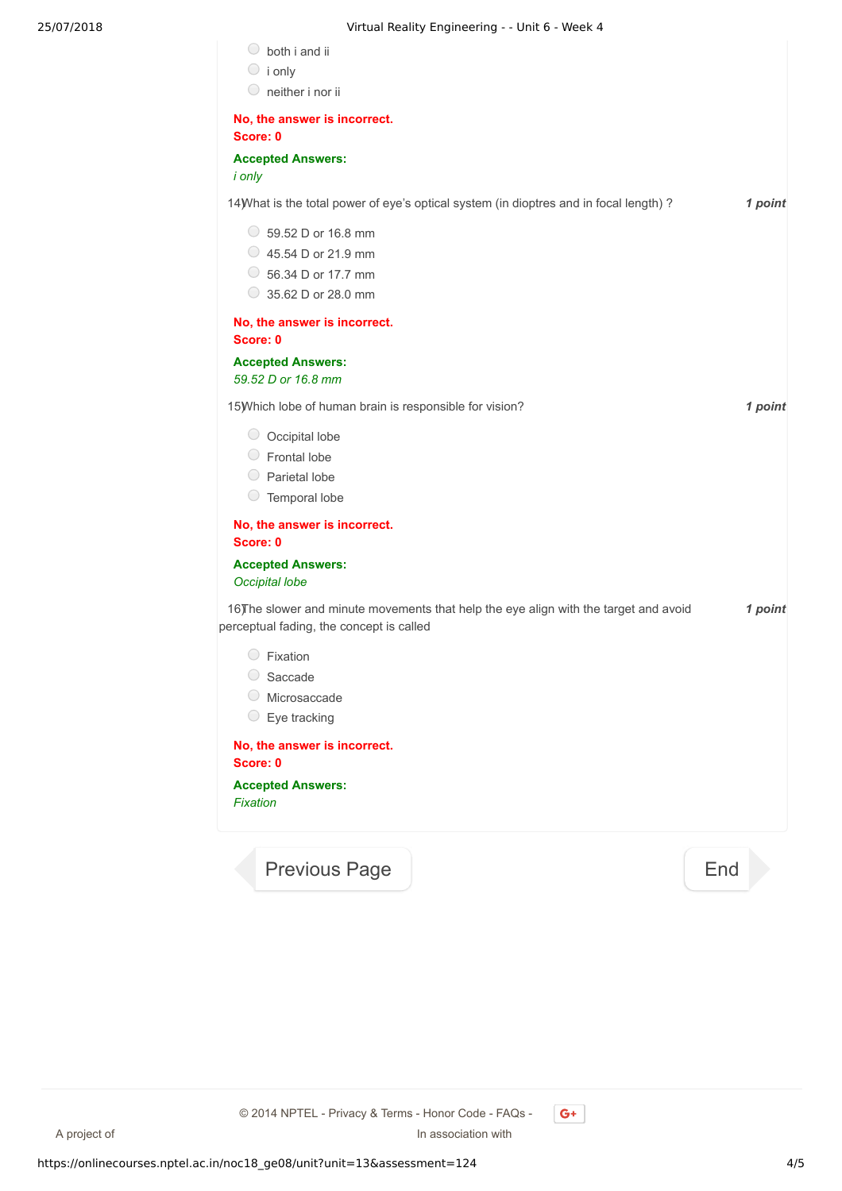- both i and ii
- i only
- neither i nor ii

**No, the answer is incorrect.**
**Score: 0**

**Accepted Answers:**
*i only*

14) What is the total power of eye's optical system (in dioptres and in focal length) ? ***1 point***

- 59.52 D or 16.8 mm
- 45.54 D or 21.9 mm
- 56.34 D or 17.7 mm
- 35.62 D or 28.0 mm

**No, the answer is incorrect.**
**Score: 0**

**Accepted Answers:**
*59.52 D or 16.8 mm*

15) Which lobe of human brain is responsible for vision? ***1 point***

- Occipital lobe
- Frontal lobe
- Parietal lobe
- Temporal lobe

**No, the answer is incorrect.**
**Score: 0**

**Accepted Answers:**
*Occipital lobe*

16) The slower and minute movements that help the eye align with the target and avoid perceptual fading, the concept is called ***1 point***

- Fixation
- Saccade
- Microsaccade
- Eye tracking

**No, the answer is incorrect.**
**Score: 0**

**Accepted Answers:**
*Fixation*

Previous Page | End

© 2014 NPTEL - Privacy & Terms - Honor Code - FAQs -

A project of

In association with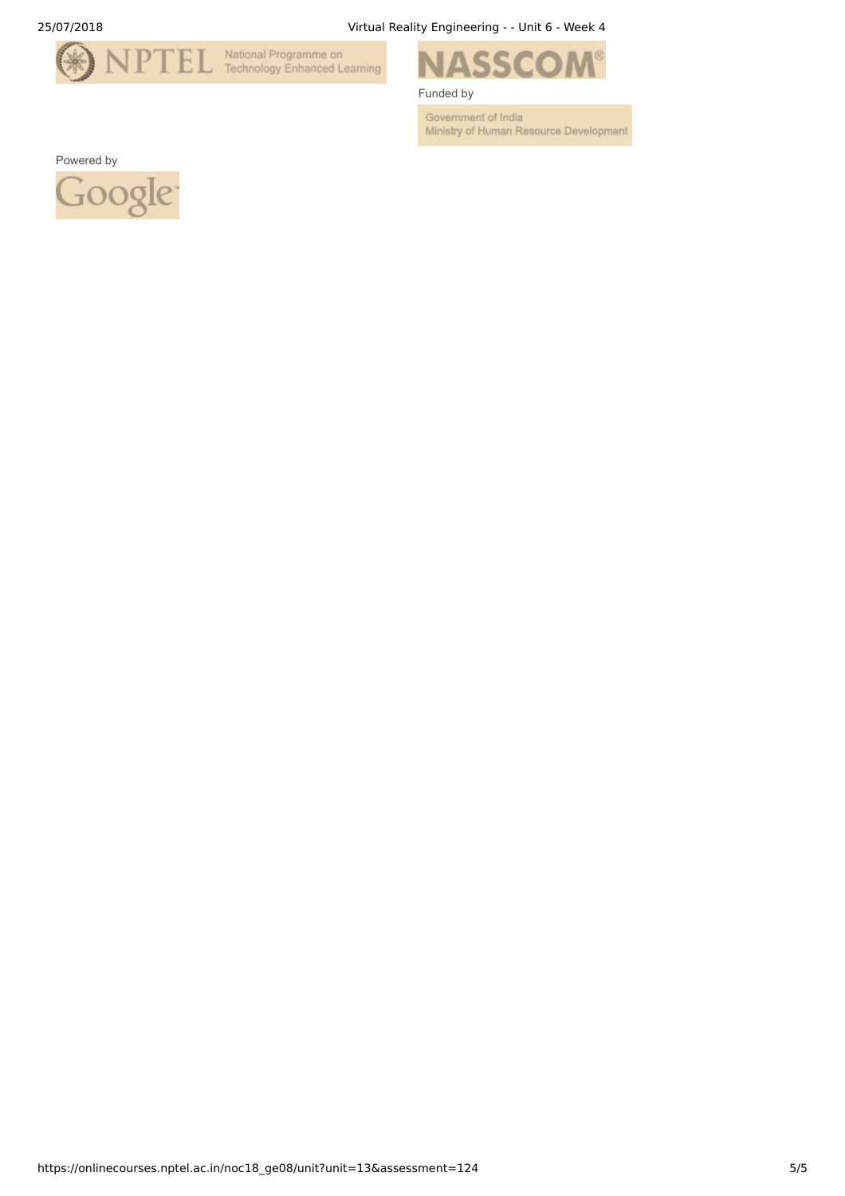NPTEL National Programme on Technology Enhanced Learning

NASSCOM®

Funded by

Government of India
Ministry of Human Resource Development

Powered by

Google™